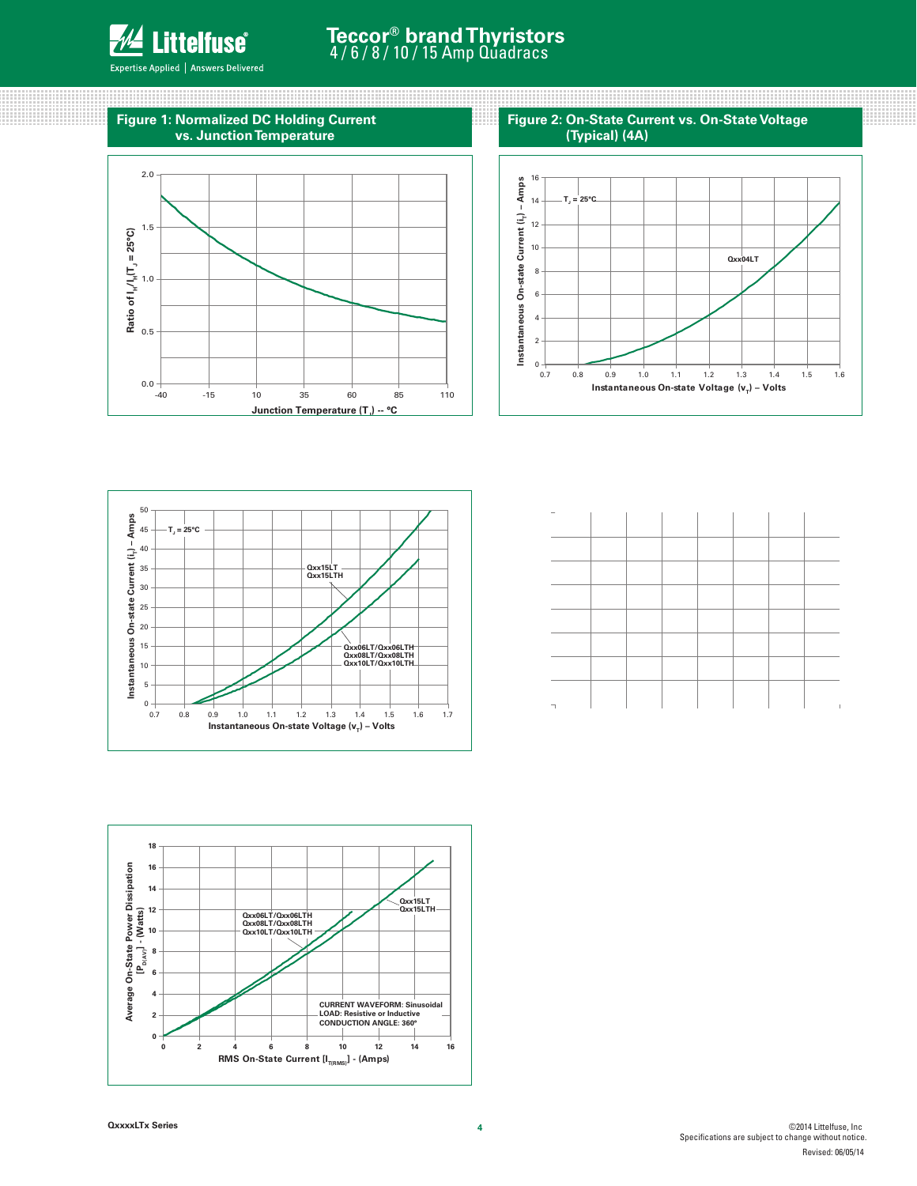## Figure 1: Normalized DC Holding Current vs. Junction Temperature

Ratio of $I_H/I_H(T_J = 25°C)$

2.0
1.5
1.0
0.5
0.0

-40 -15 10 35 60 85 110

Junction Temperature ($T_J$) -- °C

## Figure 2: On-State Current vs. On-State Voltage (Typical) (4A)

Instantaneous On-state Current ($i_T$) – Amps

16
14
12
10
8
6
4
2
0

$T_J$ = 25°C

Qxx04LT

0.7 0.8 0.9 1.0 1.1 1.2 1.3 1.4 1.5 1.6

Instantaneous On-state Voltage ($v_T$) – Volts

Instantaneous On-state Current ($i_T$) – Amps

50
45
40
35
30
25
20
15
10
5
0

$T_J$ = 25°C

Qxx15LT
Qxx15LTH

Qxx06LT/Qxx06LTH
Qxx08LT/Qxx08LTH
Qxx10LT/Qxx10LTH

0.7 0.8 0.9 1.0 1.1 1.2 1.3 1.4 1.5 1.6 1.7

Instantaneous On-state Voltage ($v_T$) – Volts

Average On-State Power Dissipation [$P_{D(AV)}$] - (Watts)

18
16
14
12
10
8
6
4
2
0

Qxx15LT
Qxx15LTH

Qxx06LT/Qxx06LTH
Qxx08LT/Qxx08LTH
Qxx10LT/Qxx10LTH

CURRENT WAVEFORM: Sinusoidal
LOAD: Resistive or Inductive
CONDUCTION ANGLE: 360°

0 2 4 6 8 10 12 14 16

RMS On-State Current [$I_{T(RMS)}$] - (Amps)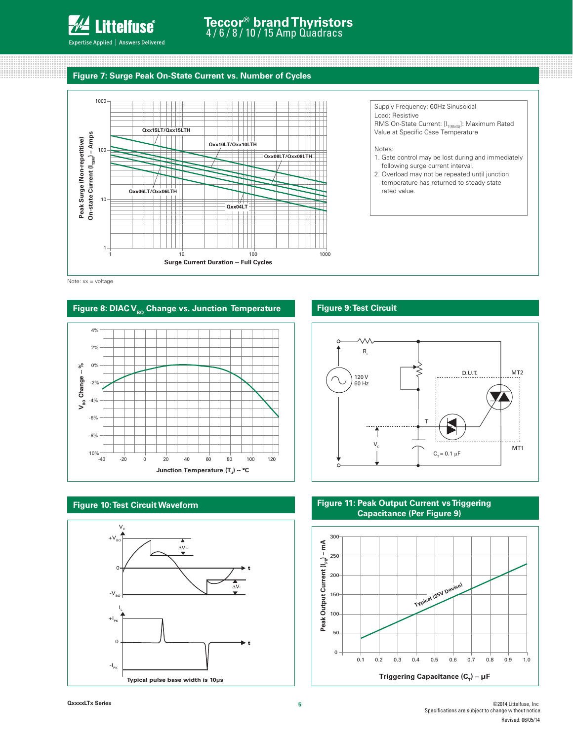## Figure 7: Surge Peak On-State Current vs. Number of Cycles

Peak Surge (Non-repetitive) On-state Current ($I_{TSM}$) – Amps

Surge Current Duration -- Full Cycles

Qxx15LT/Qxx15LTH
Qxx10LT/Qxx10LTH
Qxx08LT/Qxx08LTH
Qxx06LT/Qxx06LTH
Qxx04LT

Supply Frequency: 60Hz Sinusoidal
Load: Resistive
RMS On-State Current: [$I_{T(RMS)}$]: Maximum Rated Value at Specific Case Temperature

Notes:

1. Gate control may be lost during and immediately following surge current interval.
2. Overload may not be repeated until junction temperature has returned to steady-state rated value.

Note: xx = voltage

## Figure 8: DIAC $V_{BO}$ Change vs. Junction Temperature

$V_{BO}$ Change -- %

Junction Temperature ($T_J$) -- °C

## Figure 9: Test Circuit

$R_L$

120 V 60 Hz

D.U.T.

MT2

T

$V_C$

$C_T$ = 0.1 µF

MT1

## Figure 10: Test Circuit Waveform

$V_C$, $+V_{BO}$, $\Delta V+$, 0, t, $-V_{BO}$, $\Delta V-$

$I_L$, $+I_{PK}$, 0, t, $-I_{PK}$

Typical pulse base width is 10µs

## Figure 11: Peak Output Current vs Triggering Capacitance (Per Figure 9)

Peak Output Current ($I_{PK}$) – mA

Typical (35V Device)

Triggering Capacitance ($C_T$) – µF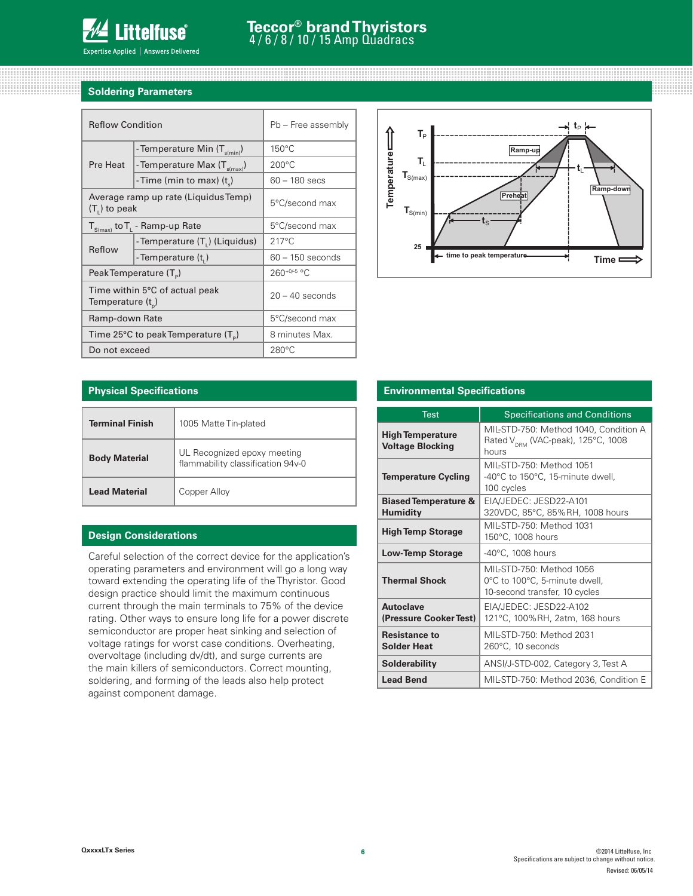## Soldering Parameters

| Reflow Condition | | Pb – Free assembly |
|---|---|---|
| Pre Heat | - Temperature Min ($T_{s(min)}$) | 150°C |
| | - Temperature Max ($T_{s(max)}$) | 200°C |
| | - Time (min to max) ($t_s$) | 60 – 180 secs |
| Average ramp up rate (Liquidus Temp) ($T_L$) to peak | | 5°C/second max |
| $T_{S(max)}$ to $T_L$ - Ramp-up Rate | | 5°C/second max |
| Reflow | - Temperature ($T_L$) (Liquidus) | 217°C |
| | - Temperature ($t_L$) | 60 – 150 seconds |
| Peak Temperature ($T_P$) | | $260^{+0/-5}$ °C |
| Time within 5°C of actual peak Temperature ($t_p$) | | 20 – 40 seconds |
| Ramp-down Rate | | 5°C/second max |
| Time 25°C to peak Temperature ($T_P$) | | 8 minutes Max. |
| Do not exceed | | 280°C |

## Physical Specifications

| | |
|---|---|
| **Terminal Finish** | 1005 Matte Tin-plated |
| **Body Material** | UL Recognized epoxy meeting flammability classification 94v-0 |
| **Lead Material** | Copper Alloy |

## Design Considerations

Careful selection of the correct device for the application's operating parameters and environment will go a long way toward extending the operating life of the Thyristor. Good design practice should limit the maximum continuous current through the main terminals to 75% of the device rating. Other ways to ensure long life for a power discrete semiconductor are proper heat sinking and selection of voltage ratings for worst case conditions. Overheating, overvoltage (including dv/dt), and surge currents are the main killers of semiconductors. Correct mounting, soldering, and forming of the leads also help protect against component damage.

## Environmental Specifications

| Test | Specifications and Conditions |
|---|---|
| **High Temperature Voltage Blocking** | MIL-STD-750: Method 1040, Condition A Rated $V_{DRM}$ (VAC-peak), 125°C, 1008 hours |
| **Temperature Cycling** | MIL-STD-750: Method 1051 -40°C to 150°C, 15-minute dwell, 100 cycles |
| **Biased Temperature & Humidity** | EIA/JEDEC: JESD22-A101 320VDC, 85°C, 85%RH, 1008 hours |
| **High Temp Storage** | MIL-STD-750: Method 1031 150°C, 1008 hours |
| **Low-Temp Storage** | -40°C, 1008 hours |
| **Thermal Shock** | MIL-STD-750: Method 1056 0°C to 100°C, 5-minute dwell, 10-second transfer, 10 cycles |
| **Autoclave (Pressure Cooker Test)** | EIA/JEDEC: JESD22-A102 121°C, 100%RH, 2atm, 168 hours |
| **Resistance to Solder Heat** | MIL-STD-750: Method 2031 260°C, 10 seconds |
| **Solderability** | ANSI/J-STD-002, Category 3, Test A |
| **Lead Bend** | MIL-STD-750: Method 2036, Condition E |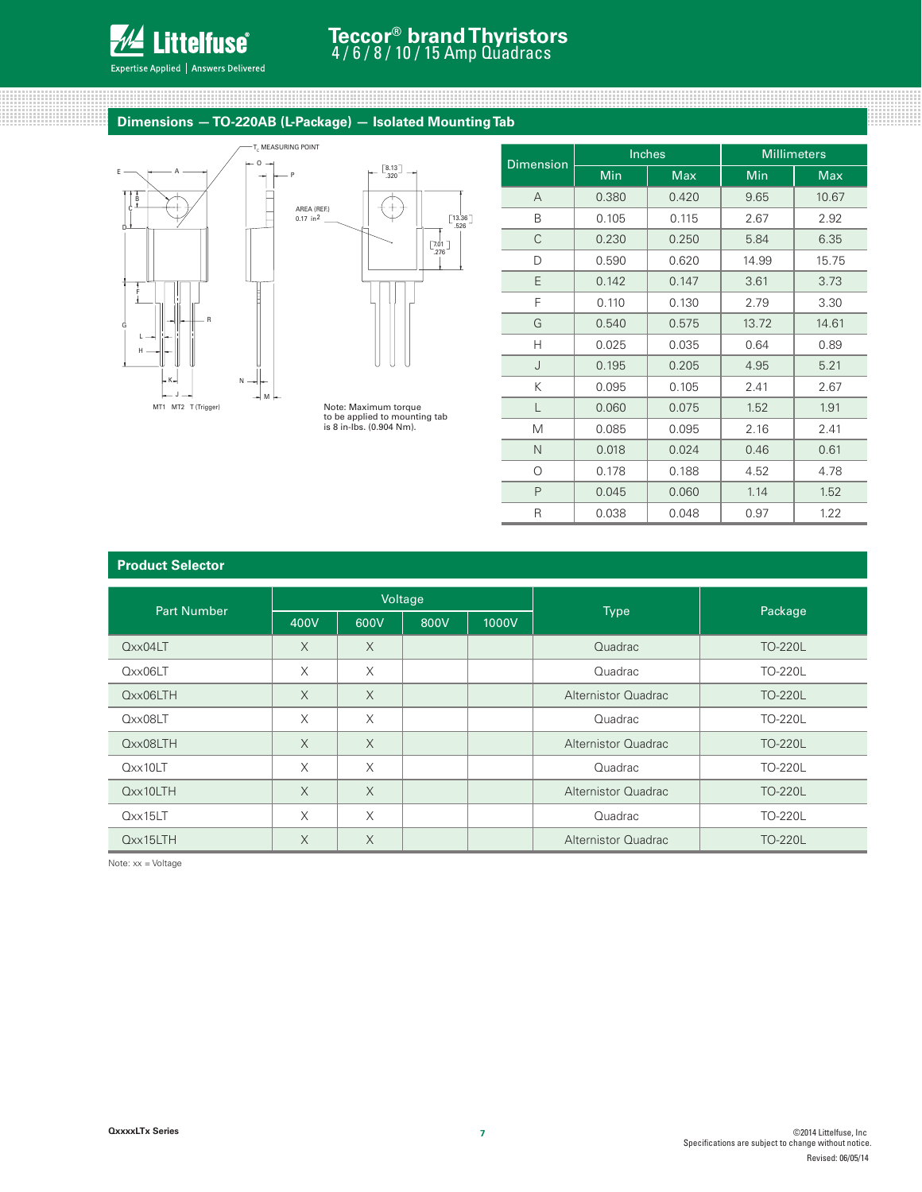## Dimensions — TO-220AB (L-Package) — Isolated Mounting Tab

Note: Maximum torque to be applied to mounting tab is 8 in-lbs. (0.904 Nm).

| Dimension | Inches | | Millimeters | |
|---|---|---|---|---|
| | Min | Max | Min | Max |
| A | 0.380 | 0.420 | 9.65 | 10.67 |
| B | 0.105 | 0.115 | 2.67 | 2.92 |
| C | 0.230 | 0.250 | 5.84 | 6.35 |
| D | 0.590 | 0.620 | 14.99 | 15.75 |
| E | 0.142 | 0.147 | 3.61 | 3.73 |
| F | 0.110 | 0.130 | 2.79 | 3.30 |
| G | 0.540 | 0.575 | 13.72 | 14.61 |
| H | 0.025 | 0.035 | 0.64 | 0.89 |
| J | 0.195 | 0.205 | 4.95 | 5.21 |
| K | 0.095 | 0.105 | 2.41 | 2.67 |
| L | 0.060 | 0.075 | 1.52 | 1.91 |
| M | 0.085 | 0.095 | 2.16 | 2.41 |
| N | 0.018 | 0.024 | 0.46 | 0.61 |
| O | 0.178 | 0.188 | 4.52 | 4.78 |
| P | 0.045 | 0.060 | 1.14 | 1.52 |
| R | 0.038 | 0.048 | 0.97 | 1.22 |

## Product Selector

| Part Number | Voltage | | | | Type | Package |
|---|---|---|---|---|---|---|
| | 400V | 600V | 800V | 1000V | | |
| Qxx04LT | X | X | | | Quadrac | TO-220L |
| Qxx06LT | X | X | | | Quadrac | TO-220L |
| Qxx06LTH | X | X | | | Alternistor Quadrac | TO-220L |
| Qxx08LT | X | X | | | Quadrac | TO-220L |
| Qxx08LTH | X | X | | | Alternistor Quadrac | TO-220L |
| Qxx10LT | X | X | | | Quadrac | TO-220L |
| Qxx10LTH | X | X | | | Alternistor Quadrac | TO-220L |
| Qxx15LT | X | X | | | Quadrac | TO-220L |
| Qxx15LTH | X | X | | | Alternistor Quadrac | TO-220L |

Note: xx = Voltage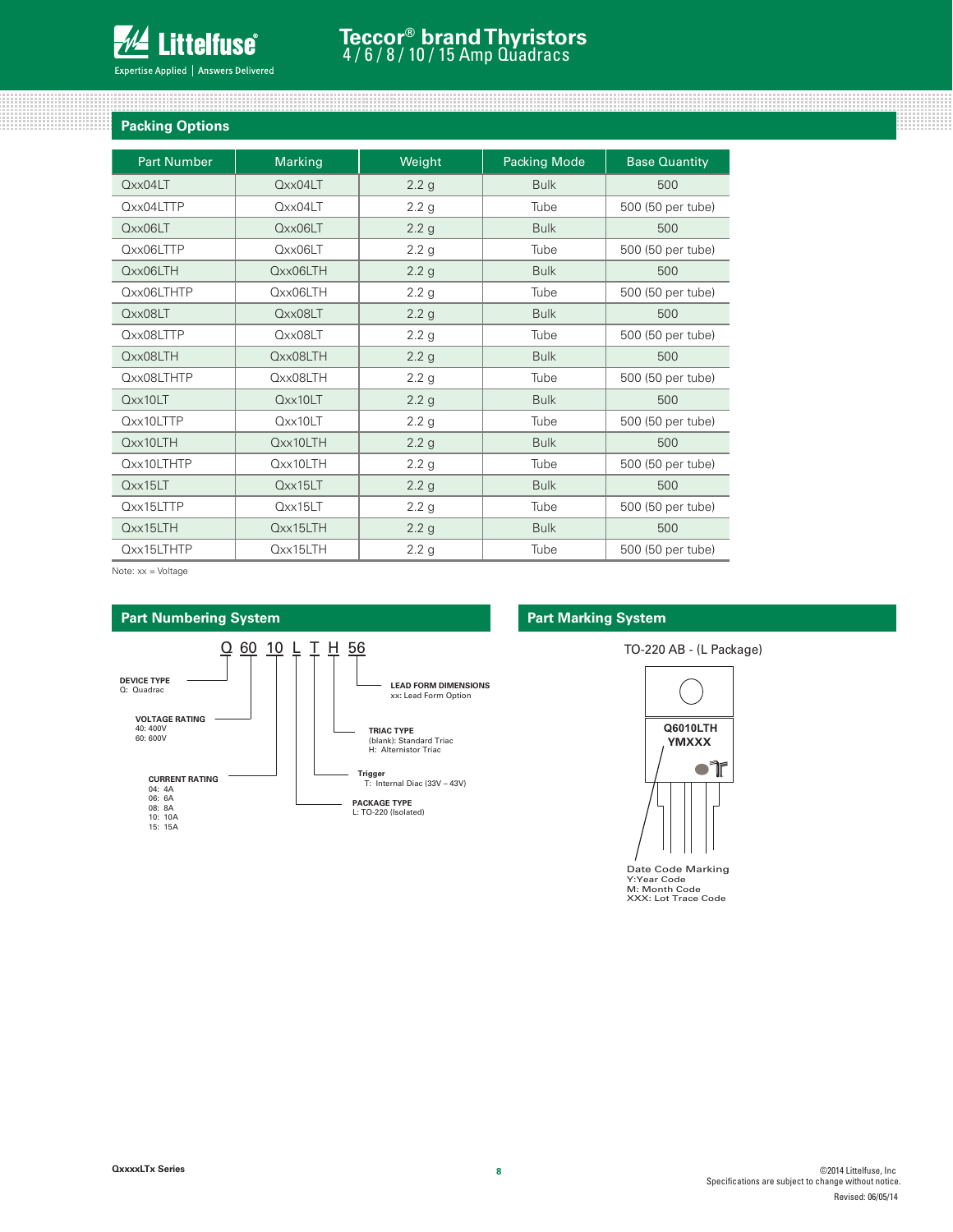## Packing Options

| Part Number | Marking | Weight | Packing Mode | Base Quantity |
|---|---|---|---|---|
| Qxx04LT | Qxx04LT | 2.2 g | Bulk | 500 |
| Qxx04LTTP | Qxx04LT | 2.2 g | Tube | 500 (50 per tube) |
| Qxx06LT | Qxx06LT | 2.2 g | Bulk | 500 |
| Qxx06LTTP | Qxx06LT | 2.2 g | Tube | 500 (50 per tube) |
| Qxx06LTH | Qxx06LTH | 2.2 g | Bulk | 500 |
| Qxx06LTHTP | Qxx06LTH | 2.2 g | Tube | 500 (50 per tube) |
| Qxx08LT | Qxx08LT | 2.2 g | Bulk | 500 |
| Qxx08LTTP | Qxx08LT | 2.2 g | Tube | 500 (50 per tube) |
| Qxx08LTH | Qxx08LTH | 2.2 g | Bulk | 500 |
| Qxx08LTHTP | Qxx08LTH | 2.2 g | Tube | 500 (50 per tube) |
| Qxx10LT | Qxx10LT | 2.2 g | Bulk | 500 |
| Qxx10LTTP | Qxx10LT | 2.2 g | Tube | 500 (50 per tube) |
| Qxx10LTH | Qxx10LTH | 2.2 g | Bulk | 500 |
| Qxx10LTHTP | Qxx10LTH | 2.2 g | Tube | 500 (50 per tube) |
| Qxx15LT | Qxx15LT | 2.2 g | Bulk | 500 |
| Qxx15LTTP | Qxx15LT | 2.2 g | Tube | 500 (50 per tube) |
| Qxx15LTH | Qxx15LTH | 2.2 g | Bulk | 500 |
| Qxx15LTHTP | Qxx15LTH | 2.2 g | Tube | 500 (50 per tube) |

Note: xx = Voltage

## Part Numbering System

Q 60 10 L T H 56

**DEVICE TYPE**
Q: Quadrac

**VOLTAGE RATING**
40: 400V
60: 600V

**CURRENT RATING**
04: 4A
06: 6A
08: 8A
10: 10A
15: 15A

**LEAD FORM DIMENSIONS**
xx: Lead Form Option

**TRIAC TYPE**
(blank): Standard Triac
H: Alternistor Triac

**Trigger**
T: Internal Diac (33V – 43V)

**PACKAGE TYPE**
L: TO-220 (Isolated)

## Part Marking System

TO-220 AB - (L Package)

Q6010LTH
YMXXX

Date Code Marking
Y:Year Code
M: Month Code
XXX: Lot Trace Code